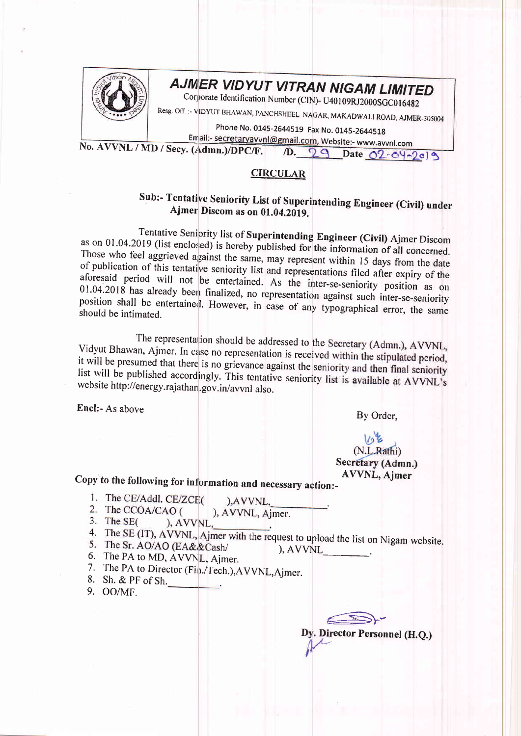# AJMER VIDYUT VITRAN NIGAM LIMITED

Corporate Identification Number (CIN)- U40109RJ2000SGC016482

Resg. Off. :- VIDYUT BHAWAN, PANCHSHEEL NAGAR, MAKADWALI ROAD, AJMER-305004

Phone No. 0145-2644519 Fax No. 0145-2644518

Email:- secretaryavvnl@gmail.com, Website:- www.avvnl.com

**No. AVVNL / MD / Secy. (Admn.)/DPC/F. /D. 29 Date 02-04-2019**

## CIRCULAR

**Sub:- Tentative Seniority List of Superintending Engineer (Civil) under Ajmer Discom as on 01.04.2019.**

Tentative Seniority list of **Superintending Engineer (Civil)** Ajmer Discom as on 01.04.2019 (list enclosed) is hereby published for the information of all concerned. Those who feel aggrieved against the same, may represent within 15 days from the date of publication of this tentative seniority list and representations filed after expiry of the aforesaid period will not be entertained. As the inter-se-seniority position as on 01.04.2018 has already been finalized, no representation against such inter-se-seniority position shall be entertained. However, in case of any typographical error, the same should be intimated.

The representation should be addressed to the Secretary (Admn.), AVVNL, Vidyut Bhawan, Ajmer. In case no representation is received within the stipulated period, it will be presumed that there is no grievance against the seniority and then final seniority list will be published accordingly. This tentative seniority list is available at AVVNL's website http://energy.rajathan.gov.in/avvnl also.

**Encl:-** As above

By Order,

(N.L.Rathi)
**Secretary (Admn.)**
**AVVNL, Ajmer**

**Copy to the following for information and necessary action:-**

1. The CE/Addl. CE/ZCE( ),AVVNL,\_\_\_\_\_\_\_\_\_.
2. The CCOA/CAO ( ), AVVNL, Ajmer.
3. The SE( ), AVVNL,\_\_\_\_\_\_\_\_\_.
4. The SE (IT), AVVNL, Ajmer with the request to upload the list on Nigam website.
5. The Sr. AO/AO (EA&&Cash/ ), AVVNL\_\_\_\_\_\_\_\_.
6. The PA to MD, AVVNL, Ajmer.
7. The PA to Director (Fin./Tech.),AVVNL,Ajmer.
8. Sh. & PF of Sh.\_\_\_\_\_\_\_\_\_.
9. OO/MF.

**Dy. Director Personnel (H.Q.)**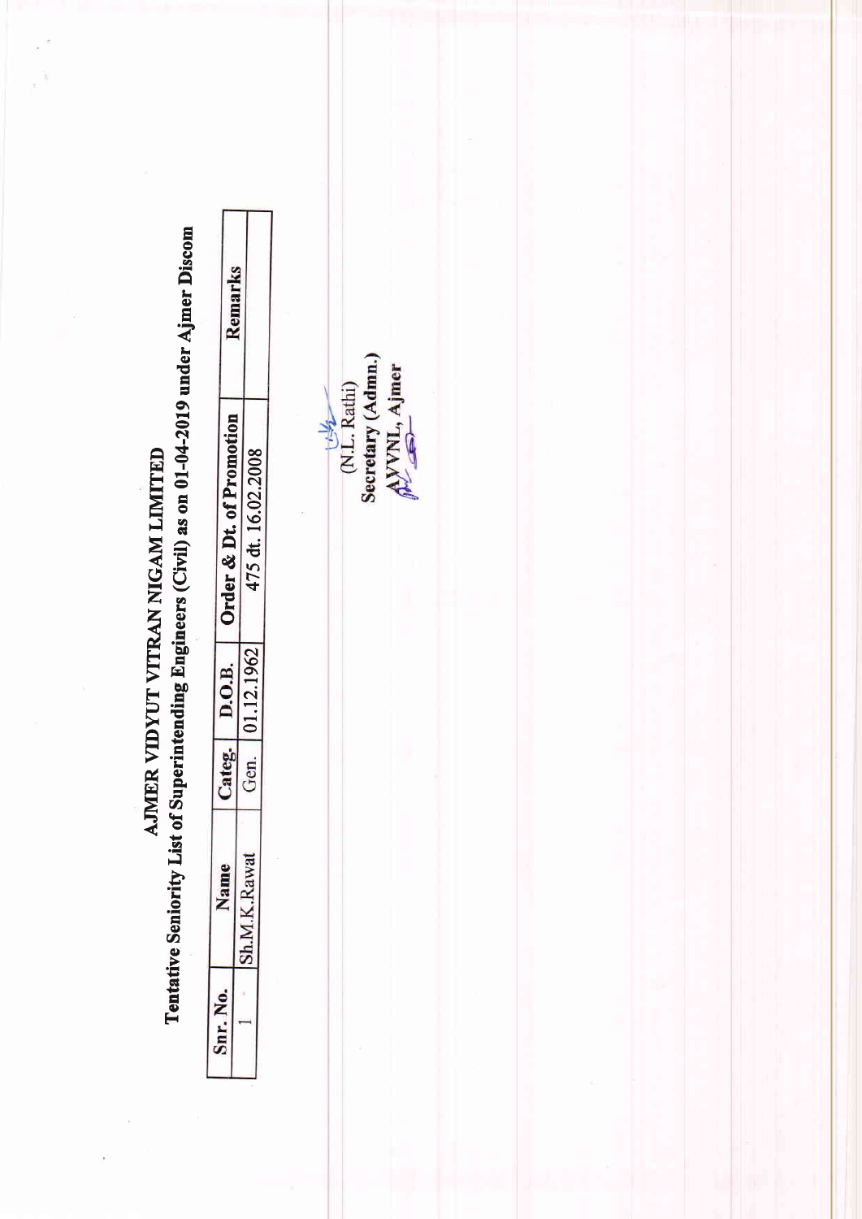# AJMER VIDYUT VITRAN NIGAM LIMITED

## Tentative Seniority List of Superintending Engineers (Civil) as on 01-04-2019 under Ajmer Discom

| Snr. No. | Name | Categ. | D.O.B. | Order & Dt. of Promotion | Remarks |
|---|---|---|---|---|---|
| 1 | Sh.M.K.Rawat | Gen. | 01.12.1962 | 475 dt. 16.02.2008 | |

(N.L. Rathi)
**Secretary (Admn.)**
**AVVNL, Ajmer**